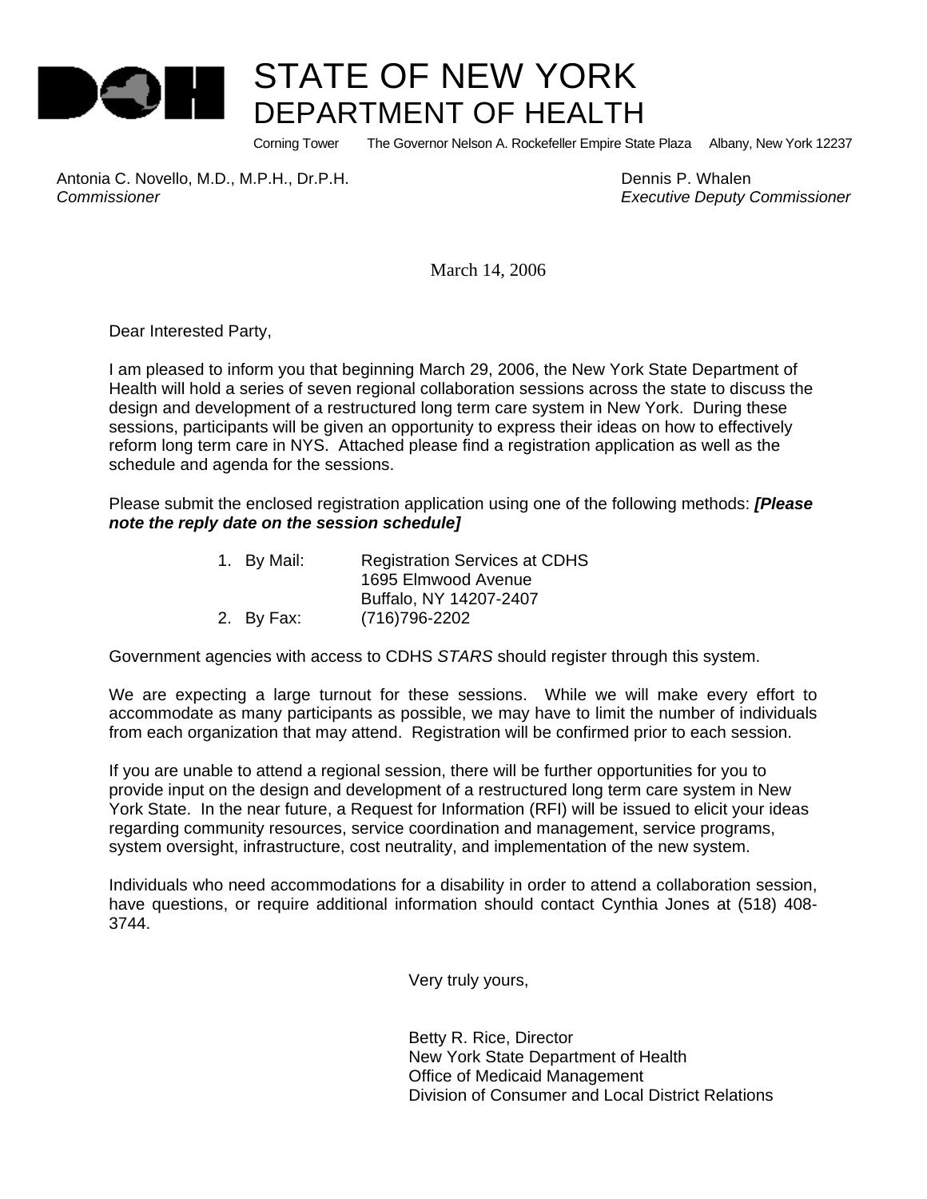# STATE OF NEW YORK
## DEPARTMENT OF HEALTH

Corning Tower     The Governor Nelson A. Rockefeller Empire State Plaza     Albany, New York 12237

Antonia C. Novello, M.D., M.P.H., Dr.P.H.
*Commissioner*

Dennis P. Whalen
*Executive Deputy Commissioner*

March 14, 2006

Dear Interested Party,

I am pleased to inform you that beginning March 29, 2006, the New York State Department of Health will hold a series of seven regional collaboration sessions across the state to discuss the design and development of a restructured long term care system in New York. During these sessions, participants will be given an opportunity to express their ideas on how to effectively reform long term care in NYS. Attached please find a registration application as well as the schedule and agenda for the sessions.

Please submit the enclosed registration application using one of the following methods: ***[Please note the reply date on the session schedule]***

1. By Mail: Registration Services at CDHS
   1695 Elmwood Avenue
   Buffalo, NY 14207-2407
2. By Fax: (716)796-2202

Government agencies with access to CDHS *STARS* should register through this system.

We are expecting a large turnout for these sessions. While we will make every effort to accommodate as many participants as possible, we may have to limit the number of individuals from each organization that may attend. Registration will be confirmed prior to each session.

If you are unable to attend a regional session, there will be further opportunities for you to provide input on the design and development of a restructured long term care system in New York State. In the near future, a Request for Information (RFI) will be issued to elicit your ideas regarding community resources, service coordination and management, service programs, system oversight, infrastructure, cost neutrality, and implementation of the new system.

Individuals who need accommodations for a disability in order to attend a collaboration session, have questions, or require additional information should contact Cynthia Jones at (518) 408-3744.

Very truly yours,

Betty R. Rice, Director
New York State Department of Health
Office of Medicaid Management
Division of Consumer and Local District Relations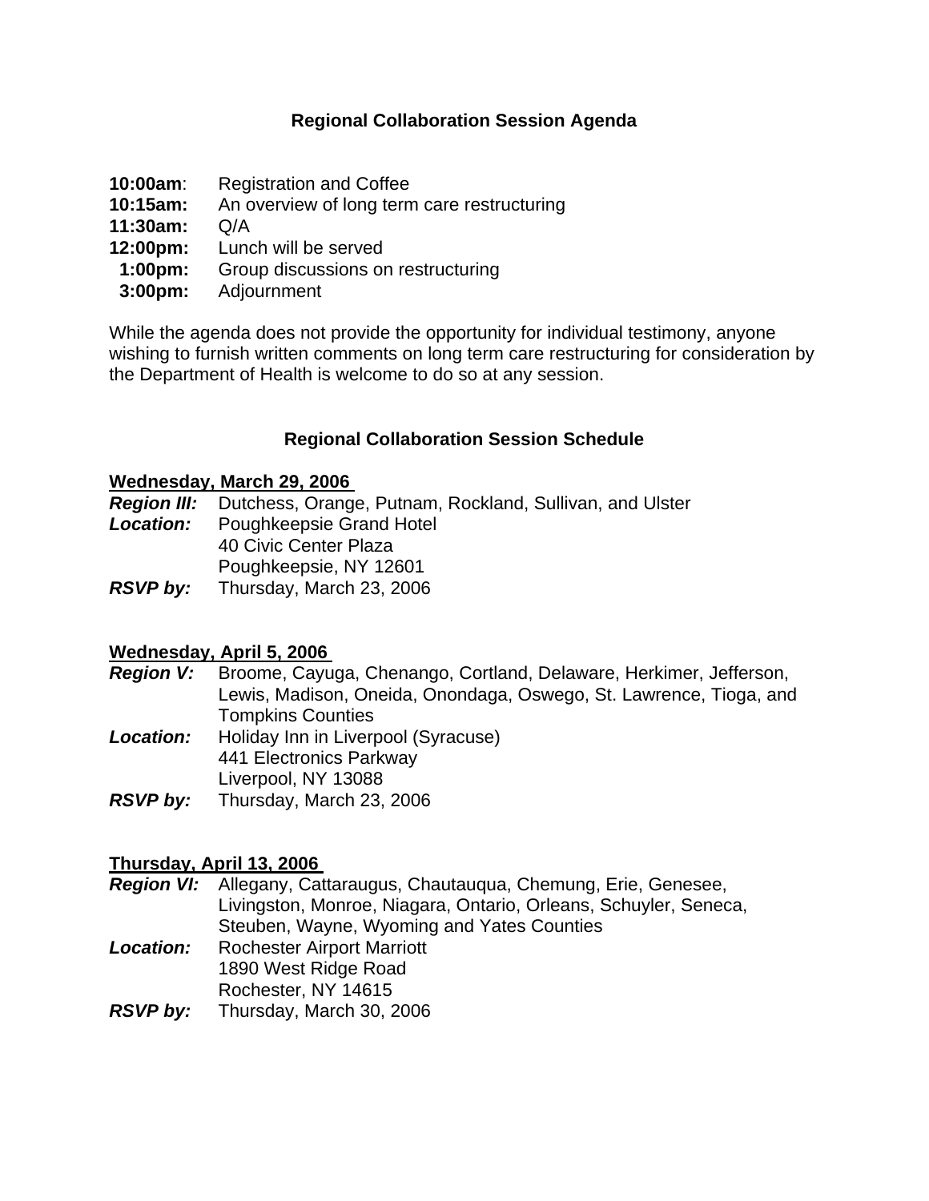## Regional Collaboration Session Agenda

**10:00am**: Registration and Coffee
**10:15am:** An overview of long term care restructuring
**11:30am:** Q/A
**12:00pm:** Lunch will be served
**1:00pm:** Group discussions on restructuring
**3:00pm:** Adjournment

While the agenda does not provide the opportunity for individual testimony, anyone wishing to furnish written comments on long term care restructuring for consideration by the Department of Health is welcome to do so at any session.

## Regional Collaboration Session Schedule

**Wednesday, March 29, 2006**

***Region III:*** Dutchess, Orange, Putnam, Rockland, Sullivan, and Ulster
***Location:*** Poughkeepsie Grand Hotel
40 Civic Center Plaza
Poughkeepsie, NY 12601
***RSVP by:*** Thursday, March 23, 2006

**Wednesday, April 5, 2006**

***Region V:*** Broome, Cayuga, Chenango, Cortland, Delaware, Herkimer, Jefferson, Lewis, Madison, Oneida, Onondaga, Oswego, St. Lawrence, Tioga, and Tompkins Counties
***Location:*** Holiday Inn in Liverpool (Syracuse)
441 Electronics Parkway
Liverpool, NY 13088
***RSVP by:*** Thursday, March 23, 2006

**Thursday, April 13, 2006**

***Region VI:*** Allegany, Cattaraugus, Chautauqua, Chemung, Erie, Genesee, Livingston, Monroe, Niagara, Ontario, Orleans, Schuyler, Seneca, Steuben, Wayne, Wyoming and Yates Counties
***Location:*** Rochester Airport Marriott
1890 West Ridge Road
Rochester, NY 14615
***RSVP by:*** Thursday, March 30, 2006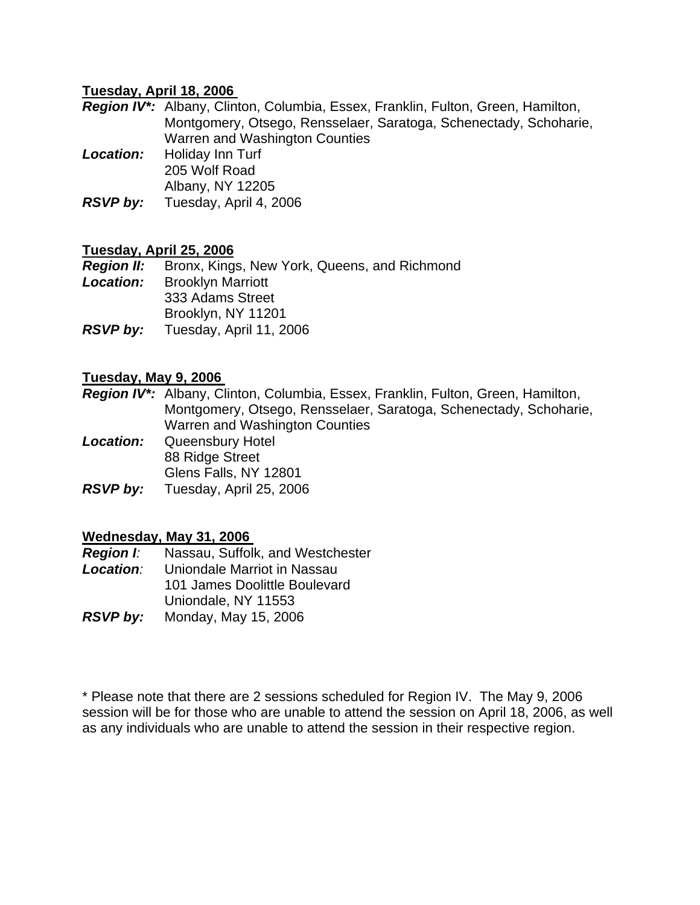**Tuesday, April 18, 2006**

***Region IV\*:*** Albany, Clinton, Columbia, Essex, Franklin, Fulton, Green, Hamilton, Montgomery, Otsego, Rensselaer, Saratoga, Schenectady, Schoharie, Warren and Washington Counties

***Location:*** Holiday Inn Turf
205 Wolf Road
Albany, NY 12205

***RSVP by:*** Tuesday, April 4, 2006

**Tuesday, April 25, 2006**

***Region II:*** Bronx, Kings, New York, Queens, and Richmond

***Location:*** Brooklyn Marriott
333 Adams Street
Brooklyn, NY 11201

***RSVP by:*** Tuesday, April 11, 2006

**Tuesday, May 9, 2006**

***Region IV\*:*** Albany, Clinton, Columbia, Essex, Franklin, Fulton, Green, Hamilton, Montgomery, Otsego, Rensselaer, Saratoga, Schenectady, Schoharie, Warren and Washington Counties

***Location:*** Queensbury Hotel
88 Ridge Street
Glens Falls, NY 12801

***RSVP by:*** Tuesday, April 25, 2006

**Wednesday, May 31, 2006**

***Region I:*** Nassau, Suffolk, and Westchester

***Location:*** Uniondale Marriot in Nassau
101 James Doolittle Boulevard
Uniondale, NY 11553

***RSVP by:*** Monday, May 15, 2006

\* Please note that there are 2 sessions scheduled for Region IV. The May 9, 2006 session will be for those who are unable to attend the session on April 18, 2006, as well as any individuals who are unable to attend the session in their respective region.